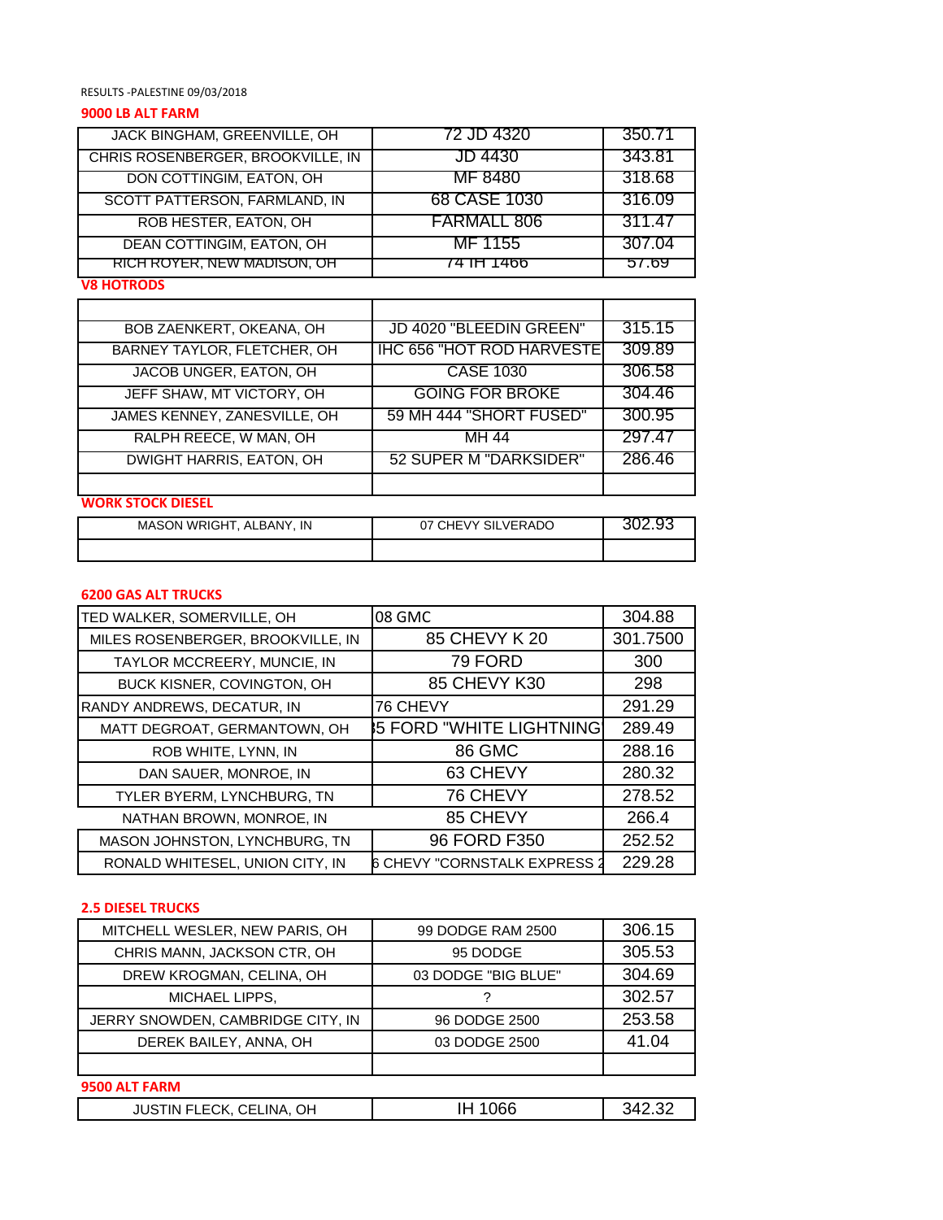RESULTS -PALESTINE 09/03/2018

## 9000 LB ALT FARM

| | | |
|---|---|---|
| JACK BINGHAM, GREENVILLE, OH | 72 JD 4320 | 350.71 |
| CHRIS ROSENBERGER, BROOKVILLE, IN | JD 4430 | 343.81 |
| DON COTTINGIM, EATON, OH | MF 8480 | 318.68 |
| SCOTT PATTERSON, FARMLAND, IN | 68 CASE 1030 | 316.09 |
| ROB HESTER, EATON, OH | FARMALL 806 | 311.47 |
| DEAN COTTINGIM, EATON, OH | MF 1155 | 307.04 |
| RICH ROYER, NEW MADISON, OH | 74 IH 1466 | 57.69 |

## V8 HOTRODS

| | | |
|---|---|---|
| | | |
| BOB ZAENKERT, OKEANA, OH | JD 4020 "BLEEDIN GREEN" | 315.15 |
| BARNEY TAYLOR, FLETCHER, OH | IHC 656 "HOT ROD HARVESTE | 309.89 |
| JACOB UNGER, EATON, OH | CASE 1030 | 306.58 |
| JEFF SHAW, MT VICTORY, OH | GOING FOR BROKE | 304.46 |
| JAMES KENNEY, ZANESVILLE, OH | 59 MH 444 "SHORT FUSED" | 300.95 |
| RALPH REECE, W MAN, OH | MH 44 | 297.47 |
| DWIGHT HARRIS, EATON, OH | 52 SUPER M "DARKSIDER" | 286.46 |
| | | |

## WORK STOCK DIESEL

| | | |
|---|---|---|
| MASON WRIGHT, ALBANY, IN | 07 CHEVY SILVERADO | 302.93 |
| | | |

## 6200 GAS ALT TRUCKS

| | | |
|---|---|---|
| TED WALKER, SOMERVILLE, OH | 08 GMC | 304.88 |
| MILES ROSENBERGER, BROOKVILLE, IN | 85 CHEVY K 20 | 301.7500 |
| TAYLOR MCCREERY, MUNCIE, IN | 79 FORD | 300 |
| BUCK KISNER, COVINGTON, OH | 85 CHEVY K30 | 298 |
| RANDY ANDREWS, DECATUR, IN | 76 CHEVY | 291.29 |
| MATT DEGROAT, GERMANTOWN, OH | 85 FORD "WHITE LIGHTNING | 289.49 |
| ROB WHITE, LYNN, IN | 86 GMC | 288.16 |
| DAN SAUER, MONROE, IN | 63 CHEVY | 280.32 |
| TYLER BYERM, LYNCHBURG, TN | 76 CHEVY | 278.52 |
| NATHAN BROWN, MONROE, IN | 85 CHEVY | 266.4 |
| MASON JOHNSTON, LYNCHBURG, TN | 96 FORD F350 | 252.52 |
| RONALD WHITESEL, UNION CITY, IN | 6 CHEVY "CORNSTALK EXPRESS 2 | 229.28 |

## 2.5 DIESEL TRUCKS

| | | |
|---|---|---|
| MITCHELL WESLER, NEW PARIS, OH | 99 DODGE RAM 2500 | 306.15 |
| CHRIS MANN, JACKSON CTR, OH | 95 DODGE | 305.53 |
| DREW KROGMAN, CELINA, OH | 03 DODGE "BIG BLUE" | 304.69 |
| MICHAEL LIPPS, | ? | 302.57 |
| JERRY SNOWDEN, CAMBRIDGE CITY, IN | 96 DODGE 2500 | 253.58 |
| DEREK BAILEY, ANNA, OH | 03 DODGE 2500 | 41.04 |
| | | |

## 9500 ALT FARM

| | | |
|---|---|---|
| JUSTIN FLECK, CELINA, OH | IH 1066 | 342.32 |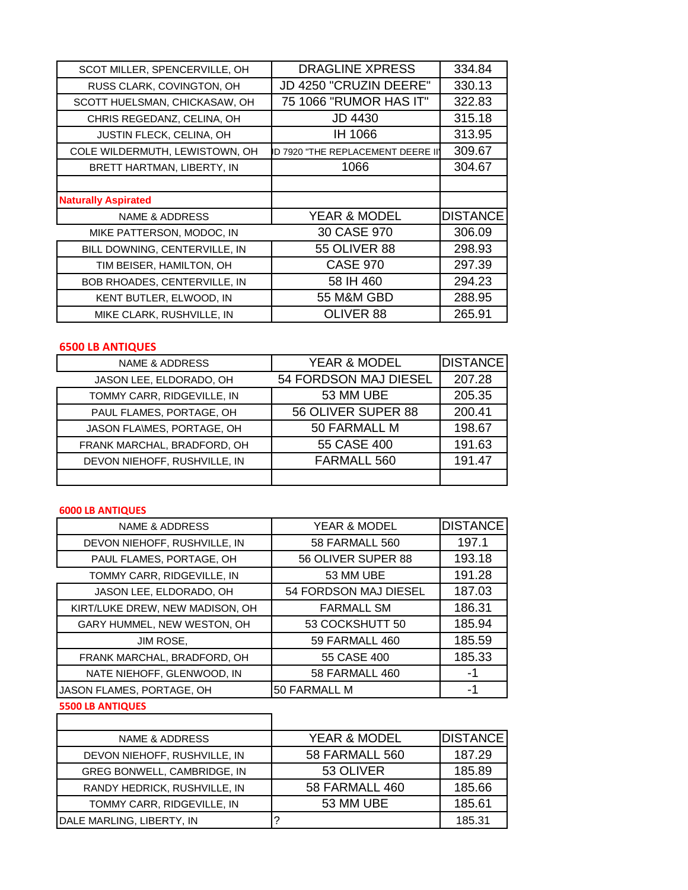| | | |
|---|---|---|
| SCOT MILLER, SPENCERVILLE, OH | DRAGLINE XPRESS | 334.84 |
| RUSS CLARK, COVINGTON, OH | JD 4250 "CRUZIN DEERE" | 330.13 |
| SCOTT HUELSMAN, CHICKASAW, OH | 75 1066 "RUMOR HAS IT" | 322.83 |
| CHRIS REGEDANZ, CELINA, OH | JD 4430 | 315.18 |
| JUSTIN FLECK, CELINA, OH | IH 1066 | 313.95 |
| COLE WILDERMUTH, LEWISTOWN, OH | JD 7920 "THE REPLACEMENT DEERE II" | 309.67 |
| BRETT HARTMAN, LIBERTY, IN | 1066 | 304.67 |

**Naturally Aspirated**

| NAME & ADDRESS | YEAR & MODEL | DISTANCE |
|---|---|---|
| MIKE PATTERSON, MODOC, IN | 30 CASE 970 | 306.09 |
| BILL DOWNING, CENTERVILLE, IN | 55 OLIVER 88 | 298.93 |
| TIM BEISER, HAMILTON, OH | CASE 970 | 297.39 |
| BOB RHOADES, CENTERVILLE, IN | 58 IH 460 | 294.23 |
| KENT BUTLER, ELWOOD, IN | 55 M&M GBD | 288.95 |
| MIKE CLARK, RUSHVILLE, IN | OLIVER 88 | 265.91 |

**6500 LB ANTIQUES**

| NAME & ADDRESS | YEAR & MODEL | DISTANCE |
|---|---|---|
| JASON LEE, ELDORADO, OH | 54 FORDSON MAJ DIESEL | 207.28 |
| TOMMY CARR, RIDGEVILLE, IN | 53 MM UBE | 205.35 |
| PAUL FLAMES, PORTAGE, OH | 56 OLIVER SUPER 88 | 200.41 |
| JASON FLA\MES, PORTAGE, OH | 50 FARMALL M | 198.67 |
| FRANK MARCHAL, BRADFORD, OH | 55 CASE 400 | 191.63 |
| DEVON NIEHOFF, RUSHVILLE, IN | FARMALL 560 | 191.47 |

**6000 LB ANTIQUES**

| NAME & ADDRESS | YEAR & MODEL | DISTANCE |
|---|---|---|
| DEVON NIEHOFF, RUSHVILLE, IN | 58 FARMALL 560 | 197.1 |
| PAUL FLAMES, PORTAGE, OH | 56 OLIVER SUPER 88 | 193.18 |
| TOMMY CARR, RIDGEVILLE, IN | 53 MM UBE | 191.28 |
| JASON LEE, ELDORADO, OH | 54 FORDSON MAJ DIESEL | 187.03 |
| KIRT/LUKE DREW, NEW MADISON, OH | FARMALL SM | 186.31 |
| GARY HUMMEL, NEW WESTON, OH | 53 COCKSHUTT 50 | 185.94 |
| JIM ROSE, | 59 FARMALL 460 | 185.59 |
| FRANK MARCHAL, BRADFORD, OH | 55 CASE 400 | 185.33 |
| NATE NIEHOFF, GLENWOOD, IN | 58 FARMALL 460 | -1 |
| JASON FLAMES, PORTAGE, OH | 50 FARMALL M | -1 |

**5500 LB ANTIQUES**

| NAME & ADDRESS | YEAR & MODEL | DISTANCE |
|---|---|---|
| DEVON NIEHOFF, RUSHVILLE, IN | 58 FARMALL 560 | 187.29 |
| GREG BONWELL, CAMBRIDGE, IN | 53 OLIVER | 185.89 |
| RANDY HEDRICK, RUSHVILLE, IN | 58 FARMALL 460 | 185.66 |
| TOMMY CARR, RIDGEVILLE, IN | 53 MM UBE | 185.61 |
| DALE MARLING, LIBERTY, IN | ? | 185.31 |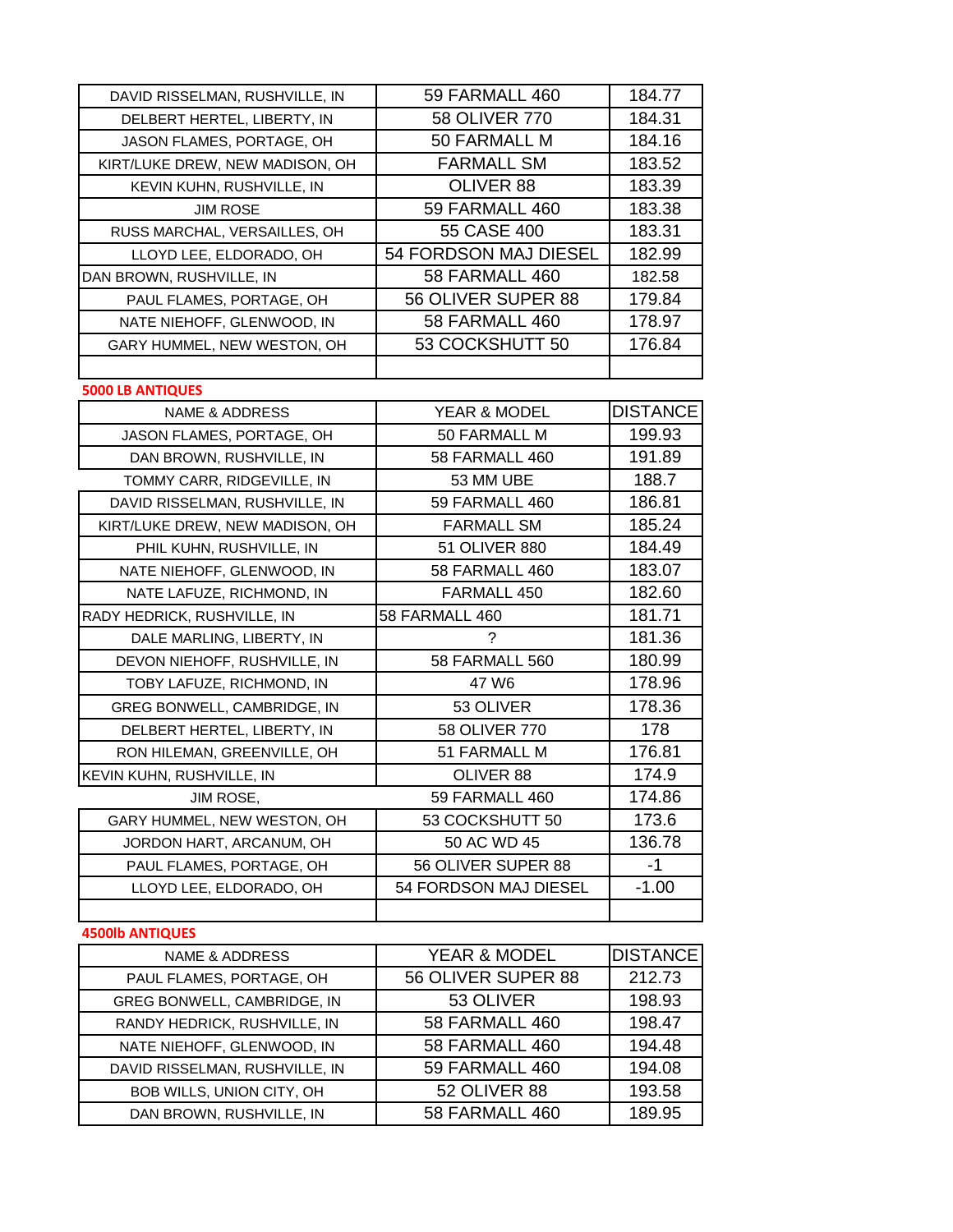| | | |
|---|---|---|
| DAVID RISSELMAN, RUSHVILLE, IN | 59 FARMALL 460 | 184.77 |
| DELBERT HERTEL, LIBERTY, IN | 58 OLIVER 770 | 184.31 |
| JASON FLAMES, PORTAGE, OH | 50 FARMALL M | 184.16 |
| KIRT/LUKE DREW, NEW MADISON, OH | FARMALL SM | 183.52 |
| KEVIN KUHN, RUSHVILLE, IN | OLIVER 88 | 183.39 |
| JIM ROSE | 59 FARMALL 460 | 183.38 |
| RUSS MARCHAL, VERSAILLES, OH | 55 CASE 400 | 183.31 |
| LLOYD LEE, ELDORADO, OH | 54 FORDSON MAJ DIESEL | 182.99 |
| DAN BROWN, RUSHVILLE, IN | 58 FARMALL 460 | 182.58 |
| PAUL FLAMES, PORTAGE, OH | 56 OLIVER SUPER 88 | 179.84 |
| NATE NIEHOFF, GLENWOOD, IN | 58 FARMALL 460 | 178.97 |
| GARY HUMMEL, NEW WESTON, OH | 53 COCKSHUTT 50 | 176.84 |
| | | |

**5000 LB ANTIQUES**

| NAME & ADDRESS | YEAR & MODEL | DISTANCE |
|---|---|---|
| JASON FLAMES, PORTAGE, OH | 50 FARMALL M | 199.93 |
| DAN BROWN, RUSHVILLE, IN | 58 FARMALL 460 | 191.89 |
| TOMMY CARR, RIDGEVILLE, IN | 53 MM UBE | 188.7 |
| DAVID RISSELMAN, RUSHVILLE, IN | 59 FARMALL 460 | 186.81 |
| KIRT/LUKE DREW, NEW MADISON, OH | FARMALL SM | 185.24 |
| PHIL KUHN, RUSHVILLE, IN | 51 OLIVER 880 | 184.49 |
| NATE NIEHOFF, GLENWOOD, IN | 58 FARMALL 460 | 183.07 |
| NATE LAFUZE, RICHMOND, IN | FARMALL 450 | 182.60 |
| RADY HEDRICK, RUSHVILLE, IN | 58 FARMALL 460 | 181.71 |
| DALE MARLING, LIBERTY, IN | ? | 181.36 |
| DEVON NIEHOFF, RUSHVILLE, IN | 58 FARMALL 560 | 180.99 |
| TOBY LAFUZE, RICHMOND, IN | 47 W6 | 178.96 |
| GREG BONWELL, CAMBRIDGE, IN | 53 OLIVER | 178.36 |
| DELBERT HERTEL, LIBERTY, IN | 58 OLIVER 770 | 178 |
| RON HILEMAN, GREENVILLE, OH | 51 FARMALL M | 176.81 |
| KEVIN KUHN, RUSHVILLE, IN | OLIVER 88 | 174.9 |
| JIM ROSE, | 59 FARMALL 460 | 174.86 |
| GARY HUMMEL, NEW WESTON, OH | 53 COCKSHUTT 50 | 173.6 |
| JORDON HART, ARCANUM, OH | 50 AC WD 45 | 136.78 |
| PAUL FLAMES, PORTAGE, OH | 56 OLIVER SUPER 88 | -1 |
| LLOYD LEE, ELDORADO, OH | 54 FORDSON MAJ DIESEL | -1.00 |
| | | |

**4500lb ANTIQUES**

| NAME & ADDRESS | YEAR & MODEL | DISTANCE |
|---|---|---|
| PAUL FLAMES, PORTAGE, OH | 56 OLIVER SUPER 88 | 212.73 |
| GREG BONWELL, CAMBRIDGE, IN | 53 OLIVER | 198.93 |
| RANDY HEDRICK, RUSHVILLE, IN | 58 FARMALL 460 | 198.47 |
| NATE NIEHOFF, GLENWOOD, IN | 58 FARMALL 460 | 194.48 |
| DAVID RISSELMAN, RUSHVILLE, IN | 59 FARMALL 460 | 194.08 |
| BOB WILLS, UNION CITY, OH | 52 OLIVER 88 | 193.58 |
| DAN BROWN, RUSHVILLE, IN | 58 FARMALL 460 | 189.95 |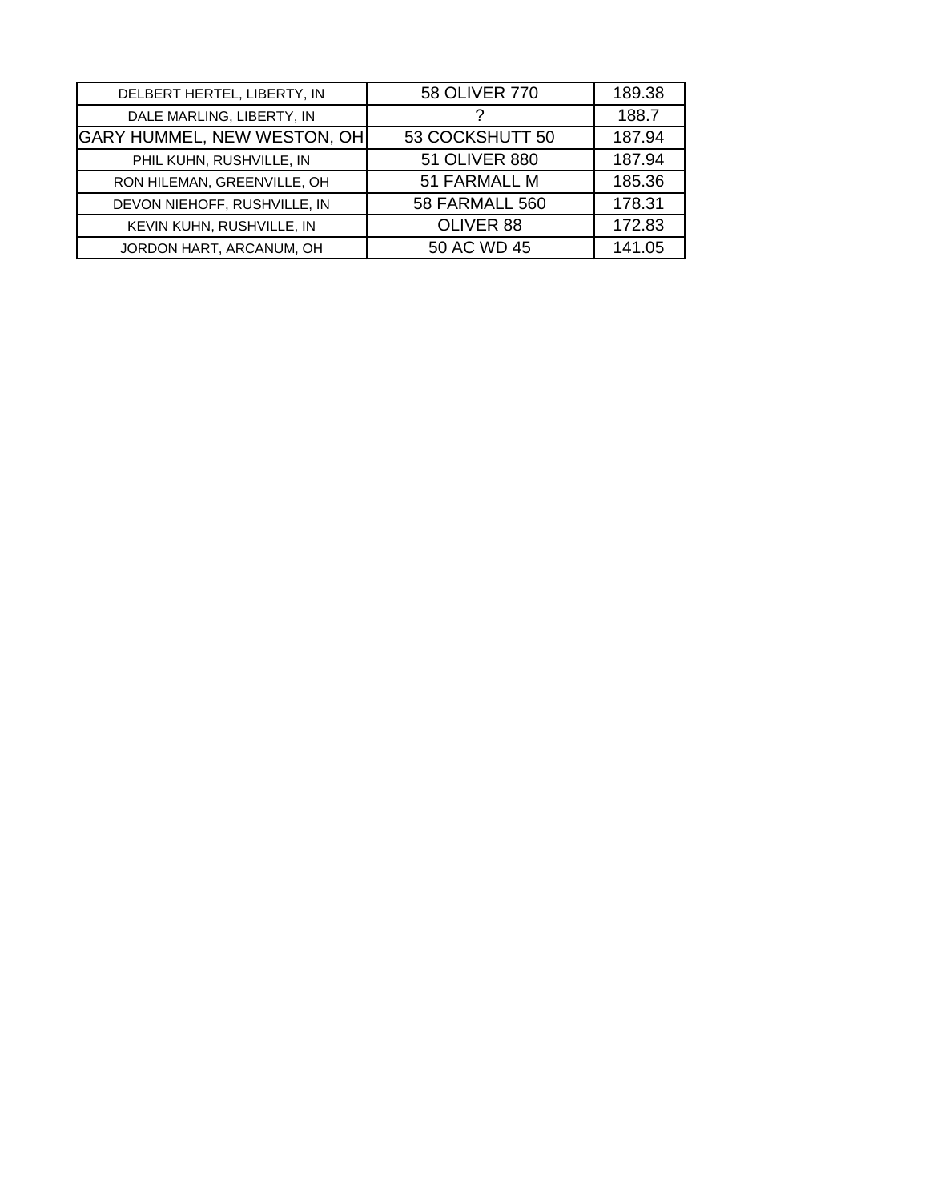| | | |
|---|---|---|
| DELBERT HERTEL, LIBERTY, IN | 58 OLIVER 770 | 189.38 |
| DALE MARLING, LIBERTY, IN | ? | 188.7 |
| GARY HUMMEL, NEW WESTON, OH | 53 COCKSHUTT 50 | 187.94 |
| PHIL KUHN, RUSHVILLE, IN | 51 OLIVER 880 | 187.94 |
| RON HILEMAN, GREENVILLE, OH | 51 FARMALL M | 185.36 |
| DEVON NIEHOFF, RUSHVILLE, IN | 58 FARMALL 560 | 178.31 |
| KEVIN KUHN, RUSHVILLE, IN | OLIVER 88 | 172.83 |
| JORDON HART, ARCANUM, OH | 50 AC WD 45 | 141.05 |